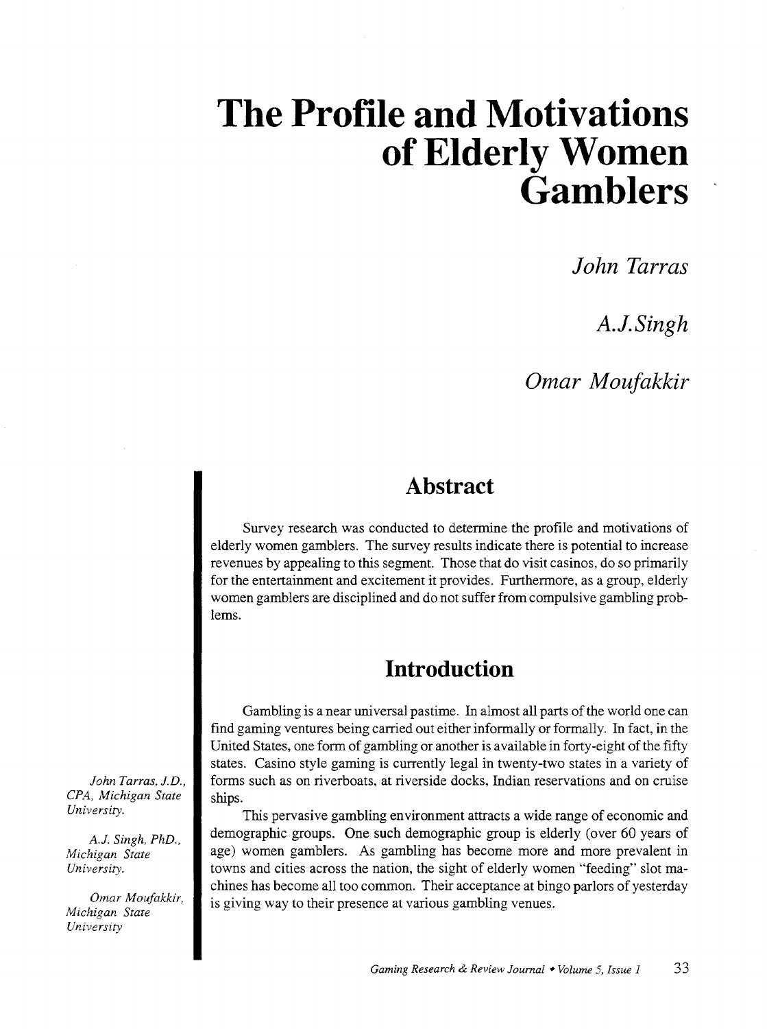# The Profile and Motivations of Elderly Women Gamblers

*John Tarras*

*A.J. Singh*

*Omar Moufakkir*

## Abstract

Survey research was conducted to determine the profile and motivations of elderly women gamblers. The survey results indicate there is potential to increase revenues by appealing to this segment. Those that do visit casinos, do so primarily for the entertainment and excitement it provides. Furthermore, as a group, elderly women gamblers are disciplined and do not suffer from compulsive gambling problems.

## Introduction

Gambling is a near universal pastime. In almost all parts of the world one can find gaming ventures being carried out either informally or formally. In fact, in the United States, one form of gambling or another is available in forty-eight of the fifty states. Casino style gaming is currently legal in twenty-two states in a variety of forms such as on riverboats, at riverside docks, Indian reservations and on cruise ships.

This pervasive gambling environment attracts a wide range of economic and demographic groups. One such demographic group is elderly (over 60 years of age) women gamblers. As gambling has become more and more prevalent in towns and cities across the nation, the sight of elderly women "feeding" slot machines has become all too common. Their acceptance at bingo parlors of yesterday is giving way to their presence at various gambling venues.

*John Tarras, J.D., CPA, Michigan State University.*

*A.J. Singh, PhD., Michigan State University.*

*Omar Moufakkir, Michigan State University*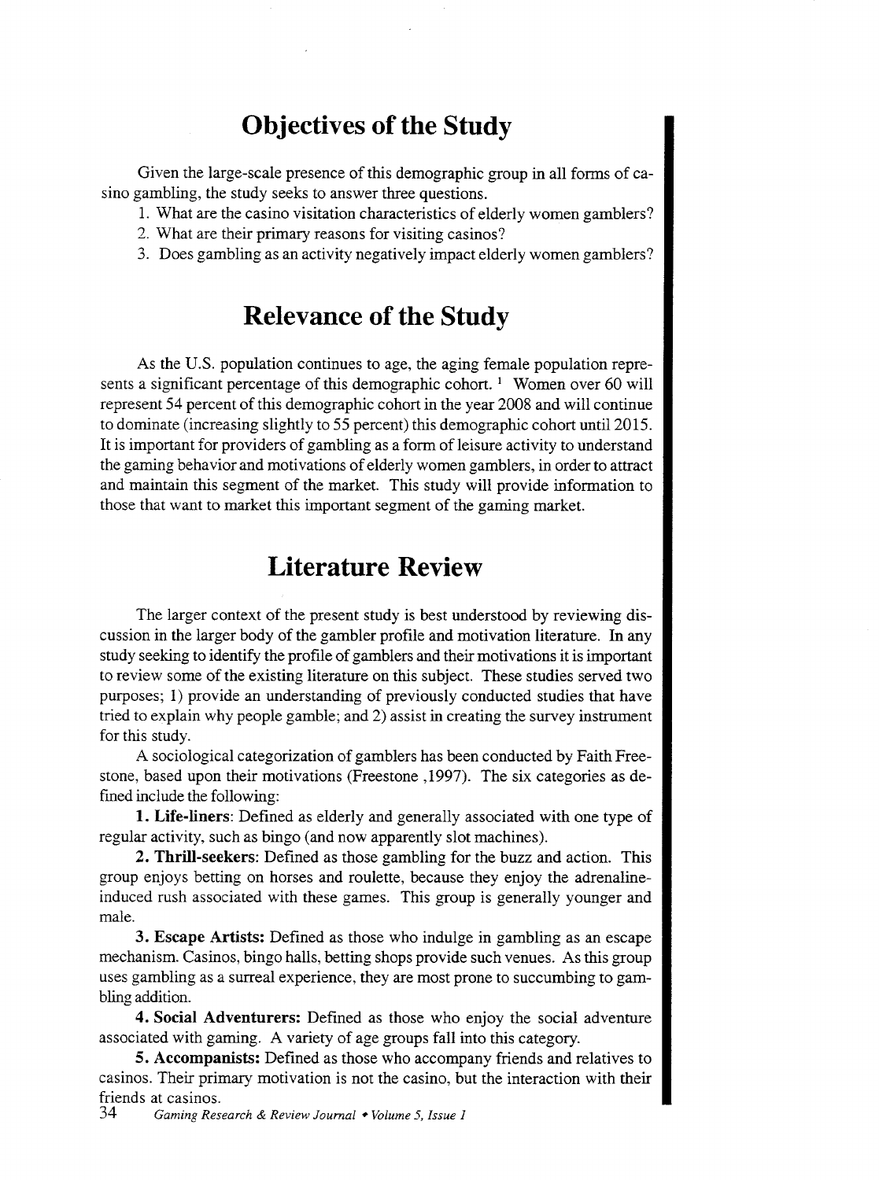## Objectives of the Study

Given the large-scale presence of this demographic group in all forms of casino gambling, the study seeks to answer three questions.

1. What are the casino visitation characteristics of elderly women gamblers?
2. What are their primary reasons for visiting casinos?
3. Does gambling as an activity negatively impact elderly women gamblers?

## Relevance of the Study

As the U.S. population continues to age, the aging female population represents a significant percentage of this demographic cohort. [1] Women over 60 will represent 54 percent of this demographic cohort in the year 2008 and will continue to dominate (increasing slightly to 55 percent) this demographic cohort until 2015. It is important for providers of gambling as a form of leisure activity to understand the gaming behavior and motivations of elderly women gamblers, in order to attract and maintain this segment of the market. This study will provide information to those that want to market this important segment of the gaming market.

## Literature Review

The larger context of the present study is best understood by reviewing discussion in the larger body of the gambler profile and motivation literature. In any study seeking to identify the profile of gamblers and their motivations it is important to review some of the existing literature on this subject. These studies served two purposes; 1) provide an understanding of previously conducted studies that have tried to explain why people gamble; and 2) assist in creating the survey instrument for this study.

A sociological categorization of gamblers has been conducted by Faith Freestone, based upon their motivations (Freestone ,1997). The six categories as defined include the following:

**1. Life-liners**: Defined as elderly and generally associated with one type of regular activity, such as bingo (and now apparently slot machines).

**2. Thrill-seekers:** Defined as those gambling for the buzz and action. This group enjoys betting on horses and roulette, because they enjoy the adrenaline-induced rush associated with these games. This group is generally younger and male.

**3. Escape Artists:** Defined as those who indulge in gambling as an escape mechanism. Casinos, bingo halls, betting shops provide such venues. As this group uses gambling as a surreal experience, they are most prone to succumbing to gambling addition.

**4. Social Adventurers:** Defined as those who enjoy the social adventure associated with gaming. A variety of age groups fall into this category.

**5. Accompanists:** Defined as those who accompany friends and relatives to casinos. Their primary motivation is not the casino, but the interaction with their friends at casinos.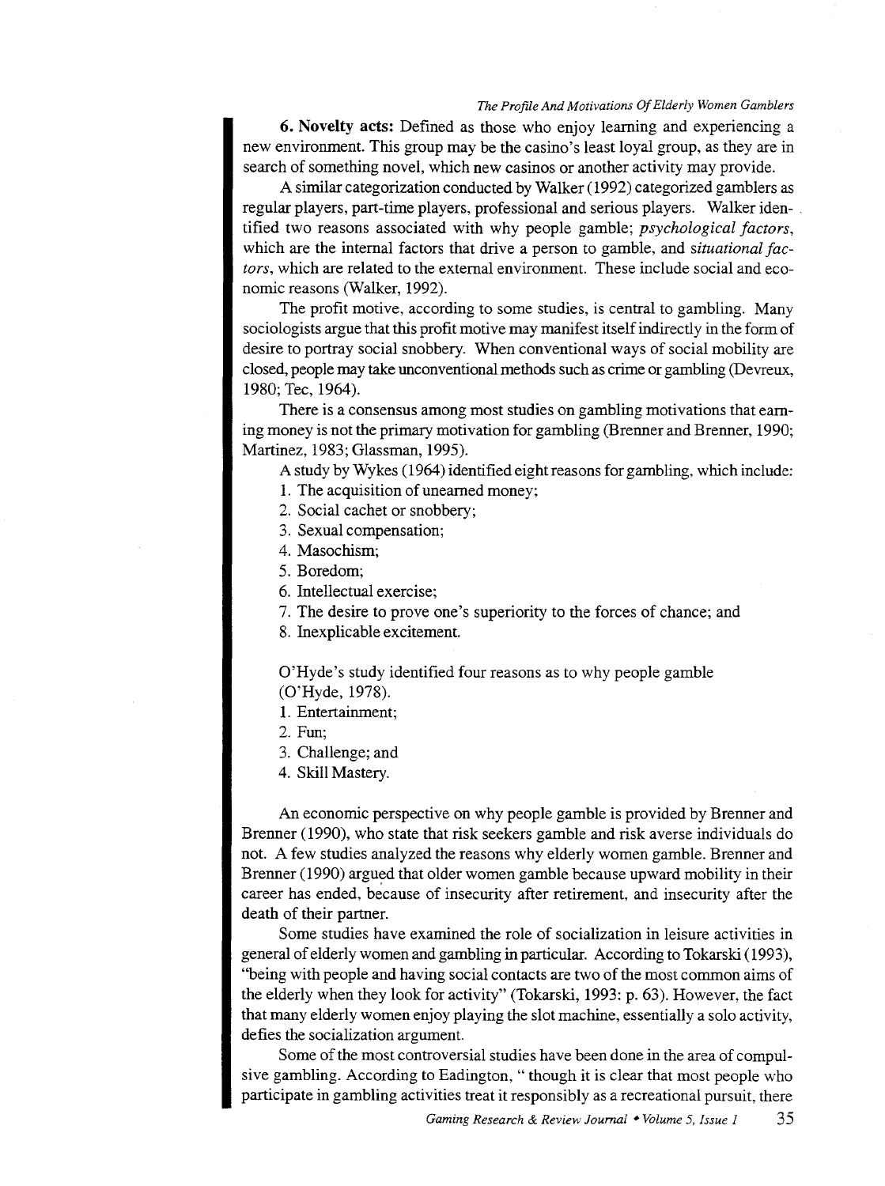**6. Novelty acts:** Defined as those who enjoy learning and experiencing a new environment. This group may be the casino's least loyal group, as they are in search of something novel, which new casinos or another activity may provide.

A similar categorization conducted by Walker (1992) categorized gamblers as regular players, part-time players, professional and serious players. Walker identified two reasons associated with why people gamble; *psychological factors*, which are the internal factors that drive a person to gamble, and *situational factors*, which are related to the external environment. These include social and economic reasons (Walker, 1992).

The profit motive, according to some studies, is central to gambling. Many sociologists argue that this profit motive may manifest itself indirectly in the form of desire to portray social snobbery. When conventional ways of social mobility are closed, people may take unconventional methods such as crime or gambling (Devreux, 1980; Tec, 1964).

There is a consensus among most studies on gambling motivations that earning money is not the primary motivation for gambling (Brenner and Brenner, 1990; Martinez, 1983; Glassman, 1995).

A study by Wykes (1964) identified eight reasons for gambling, which include:

1. The acquisition of unearned money;
2. Social cachet or snobbery;
3. Sexual compensation;
4. Masochism;
5. Boredom;
6. Intellectual exercise;
7. The desire to prove one's superiority to the forces of chance; and
8. Inexplicable excitement.

O'Hyde's study identified four reasons as to why people gamble (O'Hyde, 1978).

1. Entertainment;
2. Fun;
3. Challenge; and
4. Skill Mastery.

An economic perspective on why people gamble is provided by Brenner and Brenner (1990), who state that risk seekers gamble and risk averse individuals do not. A few studies analyzed the reasons why elderly women gamble. Brenner and Brenner (1990) argued that older women gamble because upward mobility in their career has ended, because of insecurity after retirement, and insecurity after the death of their partner.

Some studies have examined the role of socialization in leisure activities in general of elderly women and gambling in particular. According to Tokarski (1993), "being with people and having social contacts are two of the most common aims of the elderly when they look for activity" (Tokarski, 1993: p. 63). However, the fact that many elderly women enjoy playing the slot machine, essentially a solo activity, defies the socialization argument.

Some of the most controversial studies have been done in the area of compulsive gambling. According to Eadington, " though it is clear that most people who participate in gambling activities treat it responsibly as a recreational pursuit, there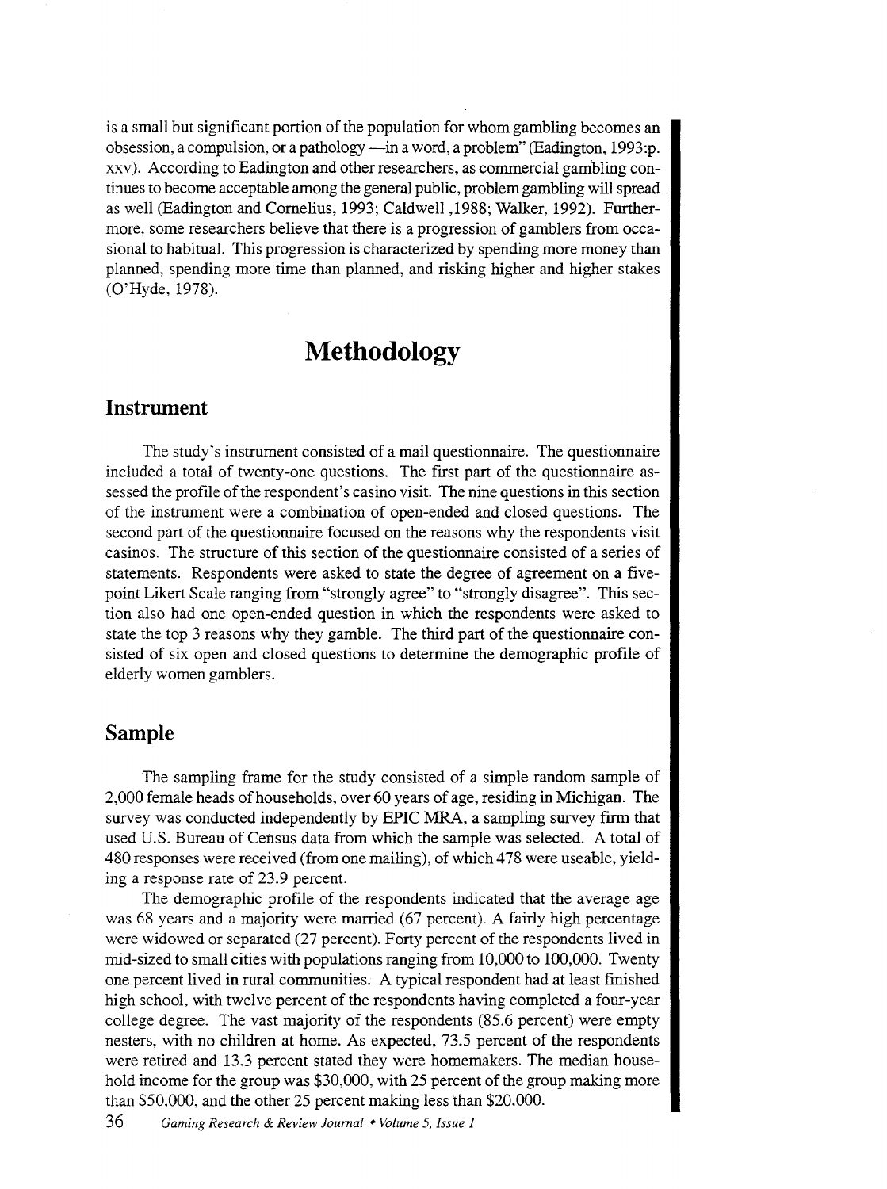is a small but significant portion of the population for whom gambling becomes an obsession, a compulsion, or a pathology —in a word, a problem" (Eadington, 1993:p. xxv). According to Eadington and other researchers, as commercial gambling continues to become acceptable among the general public, problem gambling will spread as well (Eadington and Cornelius, 1993; Caldwell ,1988; Walker, 1992). Furthermore, some researchers believe that there is a progression of gamblers from occasional to habitual. This progression is characterized by spending more money than planned, spending more time than planned, and risking higher and higher stakes (O'Hyde, 1978).

# Methodology

## Instrument

The study's instrument consisted of a mail questionnaire. The questionnaire included a total of twenty-one questions. The first part of the questionnaire assessed the profile of the respondent's casino visit. The nine questions in this section of the instrument were a combination of open-ended and closed questions. The second part of the questionnaire focused on the reasons why the respondents visit casinos. The structure of this section of the questionnaire consisted of a series of statements. Respondents were asked to state the degree of agreement on a five-point Likert Scale ranging from "strongly agree" to "strongly disagree". This section also had one open-ended question in which the respondents were asked to state the top 3 reasons why they gamble. The third part of the questionnaire consisted of six open and closed questions to determine the demographic profile of elderly women gamblers.

## Sample

The sampling frame for the study consisted of a simple random sample of 2,000 female heads of households, over 60 years of age, residing in Michigan. The survey was conducted independently by EPIC MRA, a sampling survey firm that used U.S. Bureau of Census data from which the sample was selected. A total of 480 responses were received (from one mailing), of which 478 were useable, yielding a response rate of 23.9 percent.

The demographic profile of the respondents indicated that the average age was 68 years and a majority were married (67 percent). A fairly high percentage were widowed or separated (27 percent). Forty percent of the respondents lived in mid-sized to small cities with populations ranging from 10,000 to 100,000. Twenty one percent lived in rural communities. A typical respondent had at least finished high school, with twelve percent of the respondents having completed a four-year college degree. The vast majority of the respondents (85.6 percent) were empty nesters, with no children at home. As expected, 73.5 percent of the respondents were retired and 13.3 percent stated they were homemakers. The median household income for the group was $30,000, with 25 percent of the group making more than $50,000, and the other 25 percent making less than $20,000.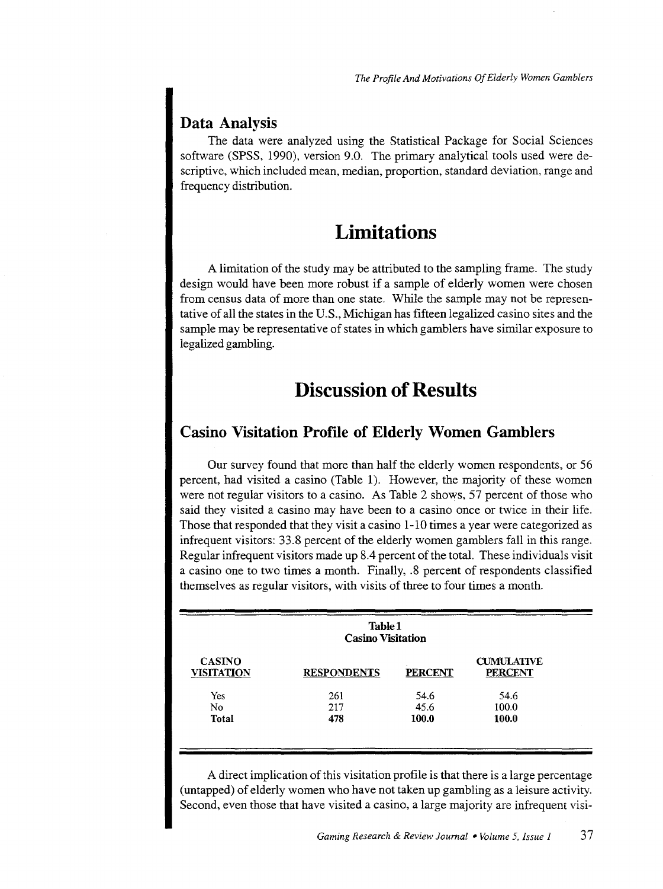## Data Analysis

The data were analyzed using the Statistical Package for Social Sciences software (SPSS, 1990), version 9.0. The primary analytical tools used were descriptive, which included mean, median, proportion, standard deviation, range and frequency distribution.

# Limitations

A limitation of the study may be attributed to the sampling frame. The study design would have been more robust if a sample of elderly women were chosen from census data of more than one state. While the sample may not be representative of all the states in the U.S., Michigan has fifteen legalized casino sites and the sample may be representative of states in which gamblers have similar exposure to legalized gambling.

# Discussion of Results

## Casino Visitation Profile of Elderly Women Gamblers

Our survey found that more than half the elderly women respondents, or 56 percent, had visited a casino (Table 1). However, the majority of these women were not regular visitors to a casino. As Table 2 shows, 57 percent of those who said they visited a casino may have been to a casino once or twice in their life. Those that responded that they visit a casino 1-10 times a year were categorized as infrequent visitors: 33.8 percent of the elderly women gamblers fall in this range. Regular infrequent visitors made up 8.4 percent of the total. These individuals visit a casino one to two times a month. Finally, .8 percent of respondents classified themselves as regular visitors, with visits of three to four times a month.

**Table 1**
**Casino Visitation**

| CASINO VISITATION | RESPONDENTS | PERCENT | CUMULATIVE PERCENT |
|---|---|---|---|
| Yes | 261 | 54.6 | 54.6 |
| No | 217 | 45.6 | 100.0 |
| **Total** | **478** | **100.0** | **100.0** |

A direct implication of this visitation profile is that there is a large percentage (untapped) of elderly women who have not taken up gambling as a leisure activity. Second, even those that have visited a casino, a large majority are infrequent visi-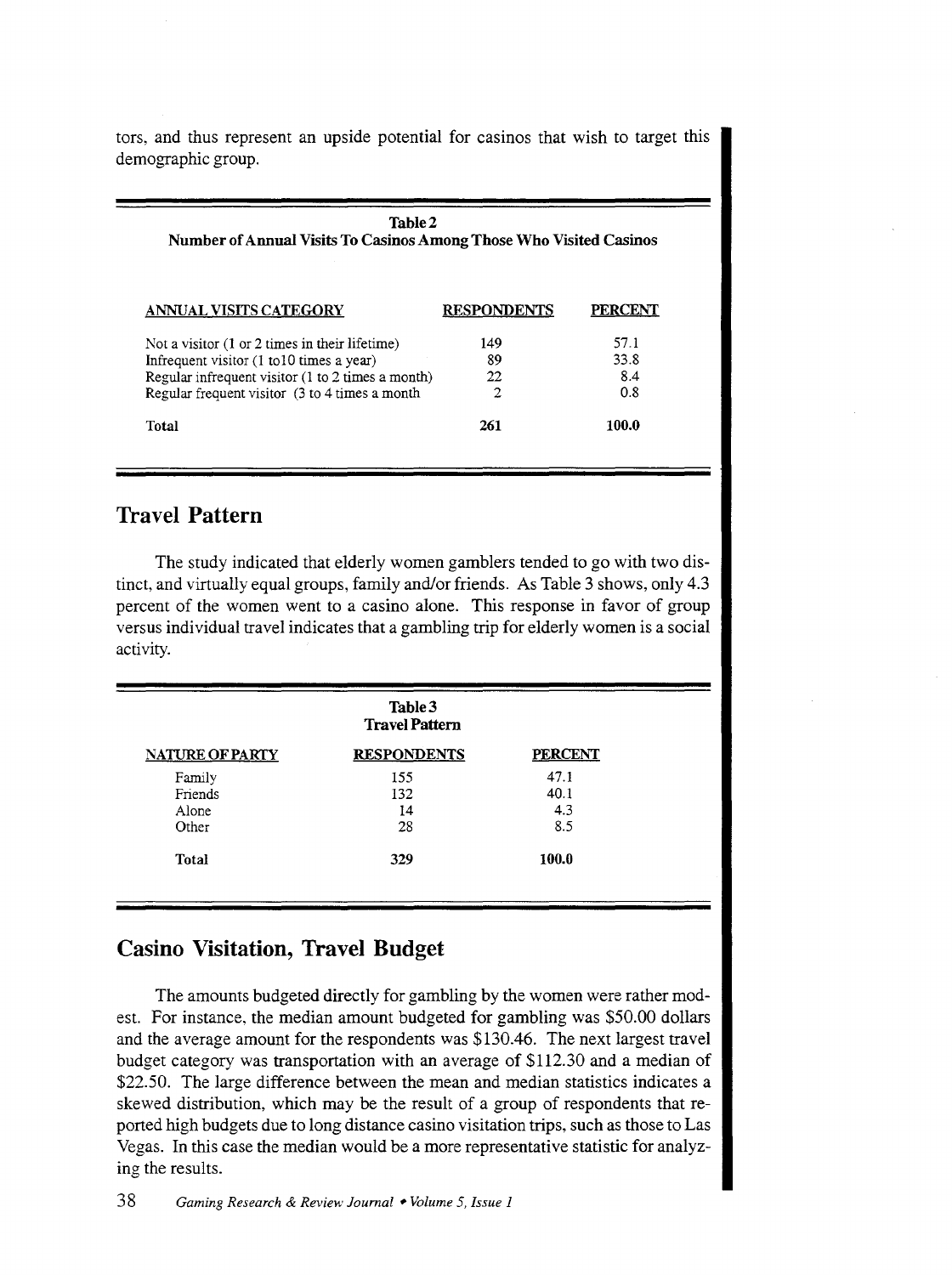tors, and thus represent an upside potential for casinos that wish to target this demographic group.

**Table 2**
**Number of Annual Visits To Casinos Among Those Who Visited Casinos**

| ANNUAL VISITS CATEGORY | RESPONDENTS | PERCENT |
|---|---|---|
| Not a visitor (1 or 2 times in their lifetime) | 149 | 57.1 |
| Infrequent visitor (1 to10 times a year) | 89 | 33.8 |
| Regular infrequent visitor (1 to 2 times a month) | 22 | 8.4 |
| Regular frequent visitor (3 to 4 times a month | 2 | 0.8 |
| **Total** | **261** | **100.0** |

## Travel Pattern

The study indicated that elderly women gamblers tended to go with two distinct, and virtually equal groups, family and/or friends. As Table 3 shows, only 4.3 percent of the women went to a casino alone. This response in favor of group versus individual travel indicates that a gambling trip for elderly women is a social activity.

**Table 3**
**Travel Pattern**

| NATURE OF PARTY | RESPONDENTS | PERCENT |
|---|---|---|
| Family | 155 | 47.1 |
| Friends | 132 | 40.1 |
| Alone | 14 | 4.3 |
| Other | 28 | 8.5 |
| **Total** | **329** | **100.0** |

## Casino Visitation, Travel Budget

The amounts budgeted directly for gambling by the women were rather modest. For instance, the median amount budgeted for gambling was $50.00 dollars and the average amount for the respondents was $130.46. The next largest travel budget category was transportation with an average of $112.30 and a median of $22.50. The large difference between the mean and median statistics indicates a skewed distribution, which may be the result of a group of respondents that reported high budgets due to long distance casino visitation trips, such as those to Las Vegas. In this case the median would be a more representative statistic for analyzing the results.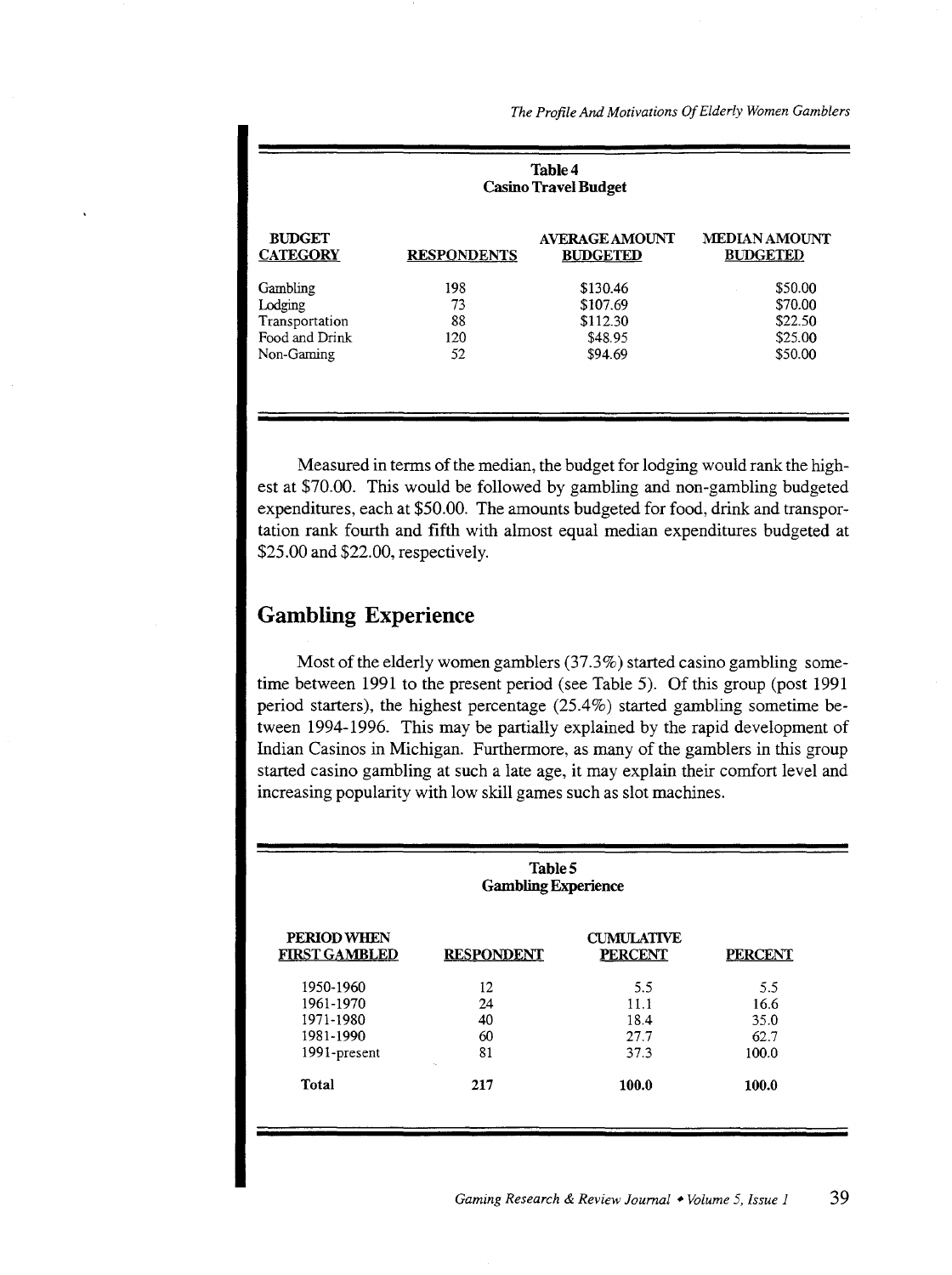**Table 4**
**Casino Travel Budget**

| BUDGET CATEGORY | RESPONDENTS | AVERAGE AMOUNT BUDGETED | MEDIAN AMOUNT BUDGETED |
|---|---|---|---|
| Gambling | 198 | $130.46 | $50.00 |
| Lodging | 73 | $107.69 | $70.00 |
| Transportation | 88 | $112.30 | $22.50 |
| Food and Drink | 120 | $48.95 | $25.00 |
| Non-Gaming | 52 | $94.69 | $50.00 |

Measured in terms of the median, the budget for lodging would rank the highest at $70.00. This would be followed by gambling and non-gambling budgeted expenditures, each at $50.00. The amounts budgeted for food, drink and transportation rank fourth and fifth with almost equal median expenditures budgeted at $25.00 and $22.00, respectively.

## Gambling Experience

Most of the elderly women gamblers (37.3%) started casino gambling sometime between 1991 to the present period (see Table 5). Of this group (post 1991 period starters), the highest percentage (25.4%) started gambling sometime between 1994-1996. This may be partially explained by the rapid development of Indian Casinos in Michigan. Furthermore, as many of the gamblers in this group started casino gambling at such a late age, it may explain their comfort level and increasing popularity with low skill games such as slot machines.

**Table 5**
**Gambling Experience**

| PERIOD WHEN FIRST GAMBLED | RESPONDENT | CUMULATIVE PERCENT | PERCENT |
|---|---|---|---|
| 1950-1960 | 12 | 5.5 | 5.5 |
| 1961-1970 | 24 | 11.1 | 16.6 |
| 1971-1980 | 40 | 18.4 | 35.0 |
| 1981-1990 | 60 | 27.7 | 62.7 |
| 1991-present | 81 | 37.3 | 100.0 |
| **Total** | **217** | **100.0** | **100.0** |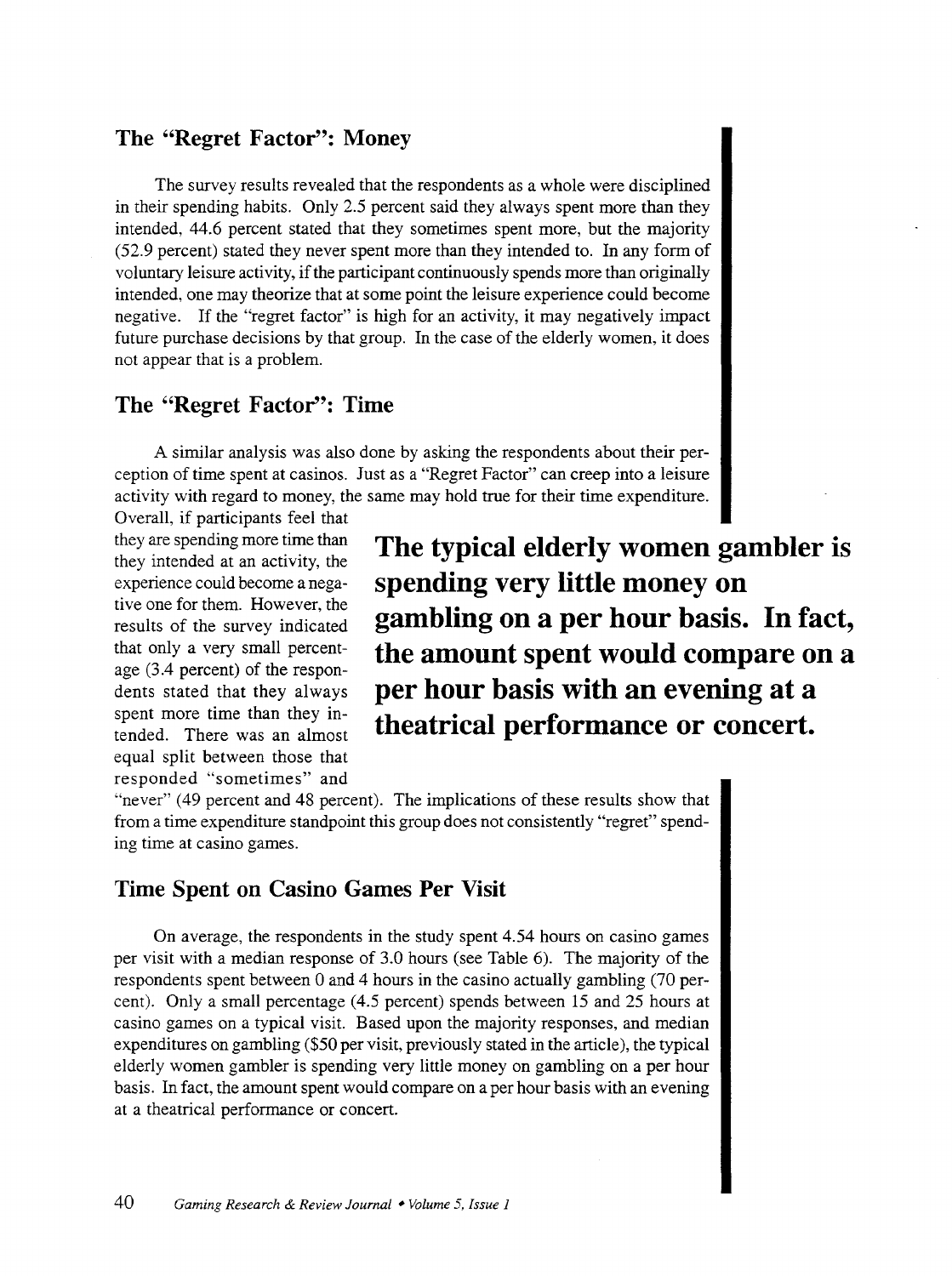## The "Regret Factor": Money

The survey results revealed that the respondents as a whole were disciplined in their spending habits. Only 2.5 percent said they always spent more than they intended, 44.6 percent stated that they sometimes spent more, but the majority (52.9 percent) stated they never spent more than they intended to. In any form of voluntary leisure activity, if the participant continuously spends more than originally intended, one may theorize that at some point the leisure experience could become negative. If the "regret factor" is high for an activity, it may negatively impact future purchase decisions by that group. In the case of the elderly women, it does not appear that is a problem.

## The "Regret Factor": Time

A similar analysis was also done by asking the respondents about their perception of time spent at casinos. Just as a "Regret Factor" can creep into a leisure activity with regard to money, the same may hold true for their time expenditure. Overall, if participants feel that they are spending more time than they intended at an activity, the experience could become a negative one for them. However, the results of the survey indicated that only a very small percentage (3.4 percent) of the respondents stated that they always spent more time than they intended. There was an almost equal split between those that responded "sometimes" and "never" (49 percent and 48 percent). The implications of these results show that from a time expenditure standpoint this group does not consistently "regret" spending time at casino games.

**The typical elderly women gambler is spending very little money on gambling on a per hour basis. In fact, the amount spent would compare on a per hour basis with an evening at a theatrical performance or concert.**

## Time Spent on Casino Games Per Visit

On average, the respondents in the study spent 4.54 hours on casino games per visit with a median response of 3.0 hours (see Table 6). The majority of the respondents spent between 0 and 4 hours in the casino actually gambling (70 percent). Only a small percentage (4.5 percent) spends between 15 and 25 hours at casino games on a typical visit. Based upon the majority responses, and median expenditures on gambling ($50 per visit, previously stated in the article), the typical elderly women gambler is spending very little money on gambling on a per hour basis. In fact, the amount spent would compare on a per hour basis with an evening at a theatrical performance or concert.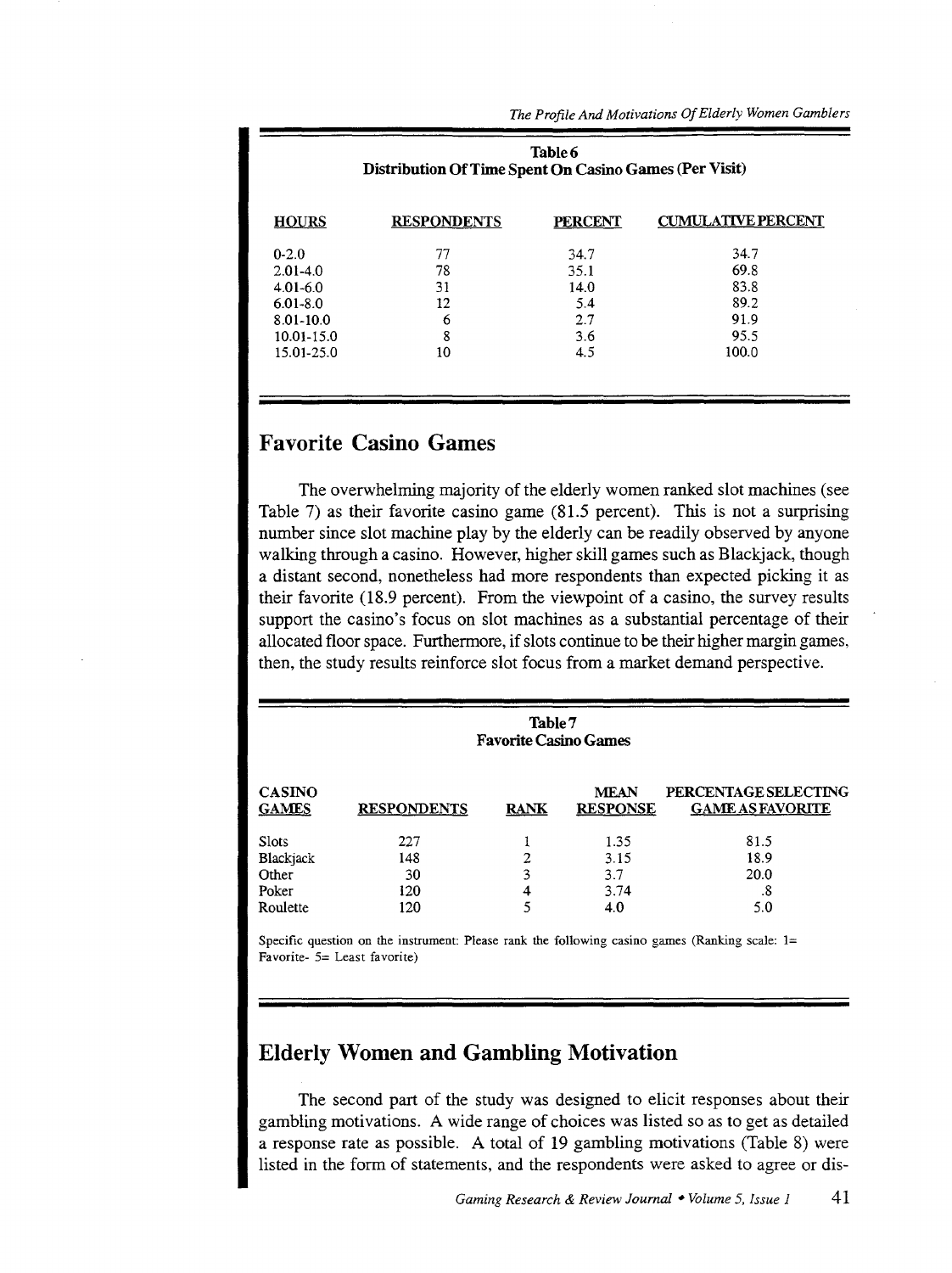**Table 6**
**Distribution Of Time Spent On Casino Games (Per Visit)**

| HOURS | RESPONDENTS | PERCENT | CUMULATIVE PERCENT |
|---|---|---|---|
| 0-2.0 | 77 | 34.7 | 34.7 |
| 2.01-4.0 | 78 | 35.1 | 69.8 |
| 4.01-6.0 | 31 | 14.0 | 83.8 |
| 6.01-8.0 | 12 | 5.4 | 89.2 |
| 8.01-10.0 | 6 | 2.7 | 91.9 |
| 10.01-15.0 | 8 | 3.6 | 95.5 |
| 15.01-25.0 | 10 | 4.5 | 100.0 |

## Favorite Casino Games

The overwhelming majority of the elderly women ranked slot machines (see Table 7) as their favorite casino game (81.5 percent). This is not a surprising number since slot machine play by the elderly can be readily observed by anyone walking through a casino. However, higher skill games such as Blackjack, though a distant second, nonetheless had more respondents than expected picking it as their favorite (18.9 percent). From the viewpoint of a casino, the survey results support the casino's focus on slot machines as a substantial percentage of their allocated floor space. Furthermore, if slots continue to be their higher margin games, then, the study results reinforce slot focus from a market demand perspective.

**Table 7**
**Favorite Casino Games**

| CASINO GAMES | RESPONDENTS | RANK | MEAN RESPONSE | PERCENTAGE SELECTING GAME AS FAVORITE |
|---|---|---|---|---|
| Slots | 227 | 1 | 1.35 | 81.5 |
| Blackjack | 148 | 2 | 3.15 | 18.9 |
| Other | 30 | 3 | 3.7 | 20.0 |
| Poker | 120 | 4 | 3.74 | .8 |
| Roulette | 120 | 5 | 4.0 | 5.0 |

Specific question on the instrument: Please rank the following casino games (Ranking scale: 1= Favorite- 5= Least favorite)

## Elderly Women and Gambling Motivation

The second part of the study was designed to elicit responses about their gambling motivations. A wide range of choices was listed so as to get as detailed a response rate as possible. A total of 19 gambling motivations (Table 8) were listed in the form of statements, and the respondents were asked to agree or dis-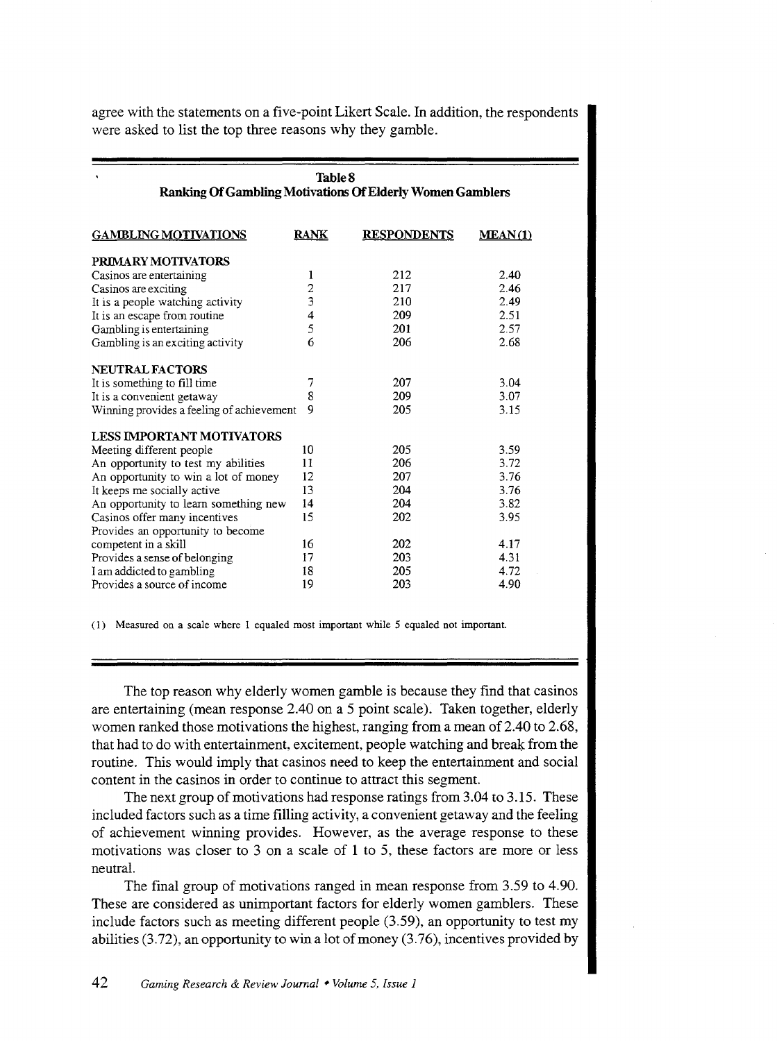agree with the statements on a five-point Likert Scale. In addition, the respondents were asked to list the top three reasons why they gamble.

**Table 8**
**Ranking Of Gambling Motivations Of Elderly Women Gamblers**

| GAMBLING MOTIVATIONS | RANK | RESPONDENTS | MEAN (1) |
|---|---|---|---|
| **PRIMARY MOTIVATORS** | | | |
| Casinos are entertaining | 1 | 212 | 2.40 |
| Casinos are exciting | 2 | 217 | 2.46 |
| It is a people watching activity | 3 | 210 | 2.49 |
| It is an escape from routine | 4 | 209 | 2.51 |
| Gambling is entertaining | 5 | 201 | 2.57 |
| Gambling is an exciting activity | 6 | 206 | 2.68 |
| **NEUTRAL FACTORS** | | | |
| It is something to fill time | 7 | 207 | 3.04 |
| It is a convenient getaway | 8 | 209 | 3.07 |
| Winning provides a feeling of achievement | 9 | 205 | 3.15 |
| **LESS IMPORTANT MOTIVATORS** | | | |
| Meeting different people | 10 | 205 | 3.59 |
| An opportunity to test my abilities | 11 | 206 | 3.72 |
| An opportunity to win a lot of money | 12 | 207 | 3.76 |
| It keeps me socially active | 13 | 204 | 3.76 |
| An opportunity to learn something new | 14 | 204 | 3.82 |
| Casinos offer many incentives | 15 | 202 | 3.95 |
| Provides an opportunity to become competent in a skill | 16 | 202 | 4.17 |
| Provides a sense of belonging | 17 | 203 | 4.31 |
| I am addicted to gambling | 18 | 205 | 4.72 |
| Provides a source of income | 19 | 203 | 4.90 |

(1) Measured on a scale where 1 equaled most important while 5 equaled not important.

The top reason why elderly women gamble is because they find that casinos are entertaining (mean response 2.40 on a 5 point scale). Taken together, elderly women ranked those motivations the highest, ranging from a mean of 2.40 to 2.68, that had to do with entertainment, excitement, people watching and break from the routine. This would imply that casinos need to keep the entertainment and social content in the casinos in order to continue to attract this segment.

The next group of motivations had response ratings from 3.04 to 3.15. These included factors such as a time filling activity, a convenient getaway and the feeling of achievement winning provides. However, as the average response to these motivations was closer to 3 on a scale of 1 to 5, these factors are more or less neutral.

The final group of motivations ranged in mean response from 3.59 to 4.90. These are considered as unimportant factors for elderly women gamblers. These include factors such as meeting different people (3.59), an opportunity to test my abilities (3.72), an opportunity to win a lot of money (3.76), incentives provided by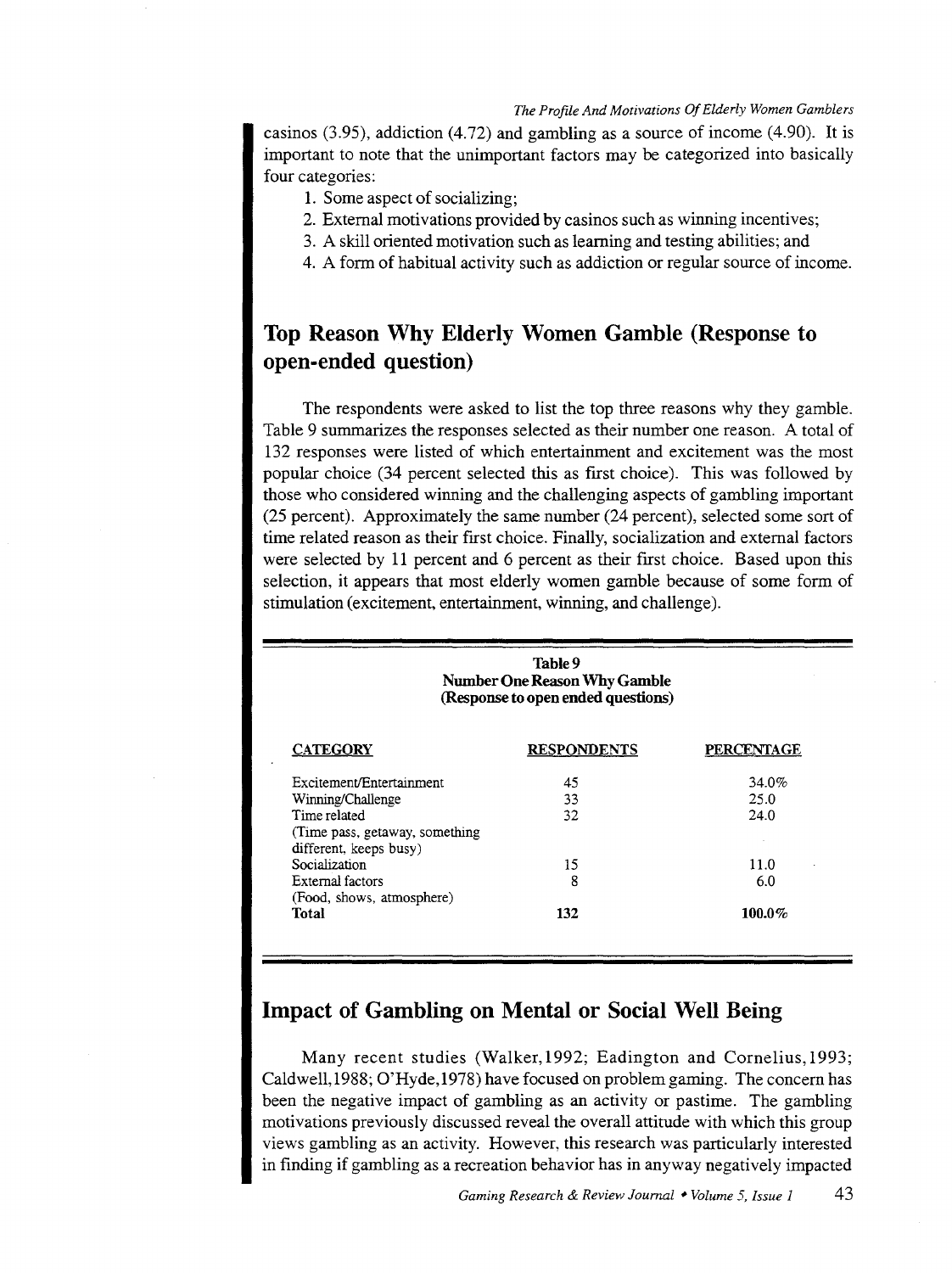casinos (3.95), addiction (4.72) and gambling as a source of income (4.90). It is important to note that the unimportant factors may be categorized into basically four categories:

1. Some aspect of socializing;
2. External motivations provided by casinos such as winning incentives;
3. A skill oriented motivation such as learning and testing abilities; and
4. A form of habitual activity such as addiction or regular source of income.

## Top Reason Why Elderly Women Gamble (Response to open-ended question)

The respondents were asked to list the top three reasons why they gamble. Table 9 summarizes the responses selected as their number one reason. A total of 132 responses were listed of which entertainment and excitement was the most popular choice (34 percent selected this as first choice). This was followed by those who considered winning and the challenging aspects of gambling important (25 percent). Approximately the same number (24 percent), selected some sort of time related reason as their first choice. Finally, socialization and external factors were selected by 11 percent and 6 percent as their first choice. Based upon this selection, it appears that most elderly women gamble because of some form of stimulation (excitement, entertainment, winning, and challenge).

**Table 9**
**Number One Reason Why Gamble**
**(Response to open ended questions)**

| CATEGORY | RESPONDENTS | PERCENTAGE |
|---|---|---|
| Excitement/Entertainment | 45 | 34.0% |
| Winning/Challenge | 33 | 25.0 |
| Time related (Time pass, getaway, something different, keeps busy) | 32 | 24.0 |
| Socialization | 15 | 11.0 |
| External factors (Food, shows, atmosphere) | 8 | 6.0 |
| **Total** | **132** | **100.0%** |

## Impact of Gambling on Mental or Social Well Being

Many recent studies (Walker,1992; Eadington and Cornelius,1993; Caldwell,1988; O'Hyde,1978) have focused on problem gaming. The concern has been the negative impact of gambling as an activity or pastime. The gambling motivations previously discussed reveal the overall attitude with which this group views gambling as an activity. However, this research was particularly interested in finding if gambling as a recreation behavior has in anyway negatively impacted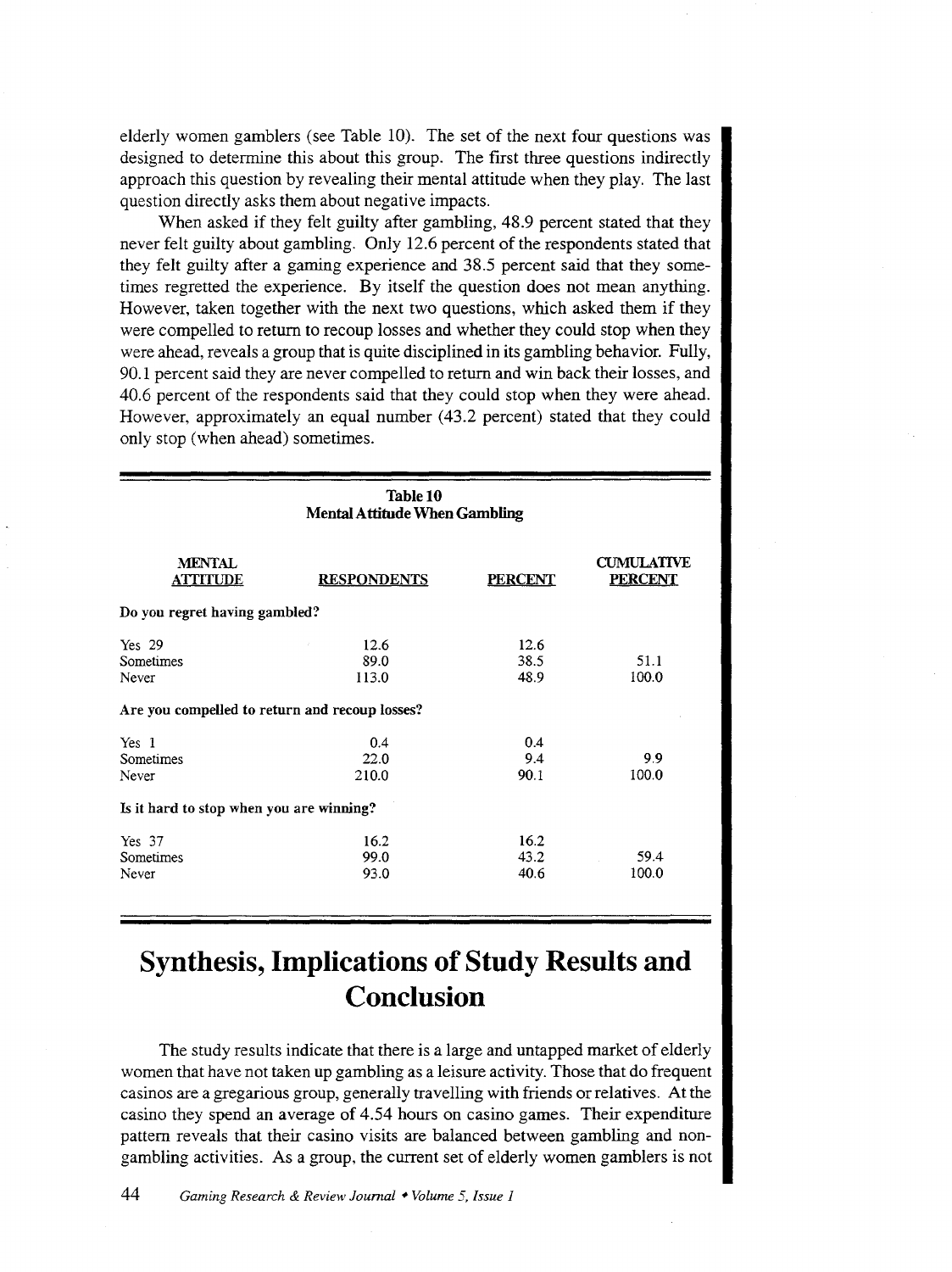elderly women gamblers (see Table 10). The set of the next four questions was designed to determine this about this group. The first three questions indirectly approach this question by revealing their mental attitude when they play. The last question directly asks them about negative impacts.

When asked if they felt guilty after gambling, 48.9 percent stated that they never felt guilty about gambling. Only 12.6 percent of the respondents stated that they felt guilty after a gaming experience and 38.5 percent said that they sometimes regretted the experience. By itself the question does not mean anything. However, taken together with the next two questions, which asked them if they were compelled to return to recoup losses and whether they could stop when they were ahead, reveals a group that is quite disciplined in its gambling behavior. Fully, 90.1 percent said they are never compelled to return and win back their losses, and 40.6 percent of the respondents said that they could stop when they were ahead. However, approximately an equal number (43.2 percent) stated that they could only stop (when ahead) sometimes.

**Table 10**
**Mental Attitude When Gambling**

| MENTAL ATTITUDE | RESPONDENTS | PERCENT | CUMULATIVE PERCENT |
|---|---|---|---|
| **Do you regret having gambled?** | | | |
| Yes 29 | 12.6 | 12.6 | |
| Sometimes | 89.0 | 38.5 | 51.1 |
| Never | 113.0 | 48.9 | 100.0 |
| **Are you compelled to return and recoup losses?** | | | |
| Yes 1 | 0.4 | 0.4 | |
| Sometimes | 22.0 | 9.4 | 9.9 |
| Never | 210.0 | 90.1 | 100.0 |
| **Is it hard to stop when you are winning?** | | | |
| Yes 37 | 16.2 | 16.2 | |
| Sometimes | 99.0 | 43.2 | 59.4 |
| Never | 93.0 | 40.6 | 100.0 |

# Synthesis, Implications of Study Results and Conclusion

The study results indicate that there is a large and untapped market of elderly women that have not taken up gambling as a leisure activity. Those that do frequent casinos are a gregarious group, generally travelling with friends or relatives. At the casino they spend an average of 4.54 hours on casino games. Their expenditure pattern reveals that their casino visits are balanced between gambling and non-gambling activities. As a group, the current set of elderly women gamblers is not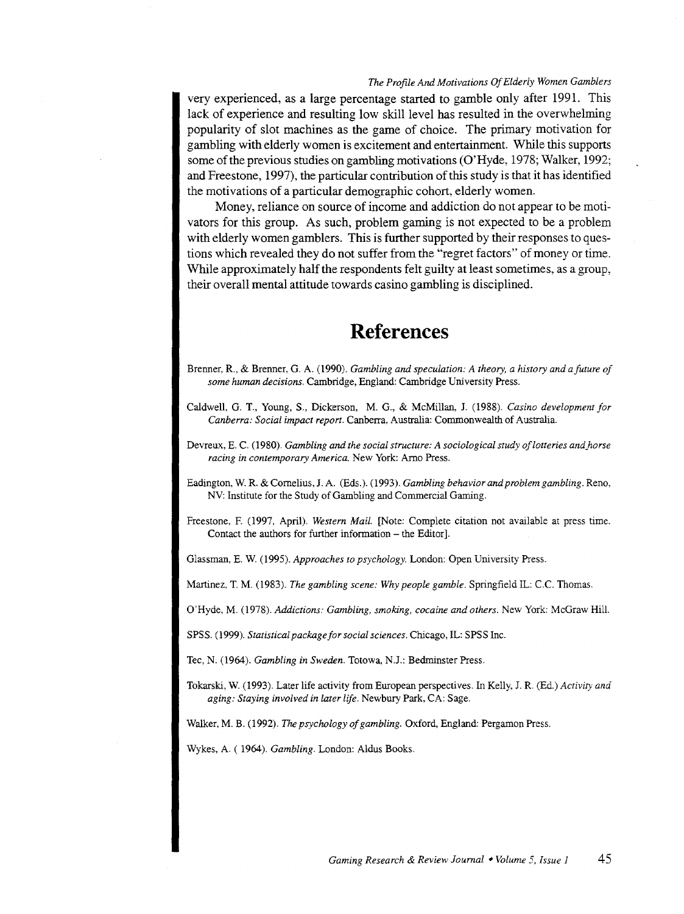very experienced, as a large percentage started to gamble only after 1991. This lack of experience and resulting low skill level has resulted in the overwhelming popularity of slot machines as the game of choice. The primary motivation for gambling with elderly women is excitement and entertainment. While this supports some of the previous studies on gambling motivations (O'Hyde, 1978; Walker, 1992; and Freestone, 1997), the particular contribution of this study is that it has identified the motivations of a particular demographic cohort, elderly women.

Money, reliance on source of income and addiction do not appear to be motivators for this group. As such, problem gaming is not expected to be a problem with elderly women gamblers. This is further supported by their responses to questions which revealed they do not suffer from the "regret factors" of money or time. While approximately half the respondents felt guilty at least sometimes, as a group, their overall mental attitude towards casino gambling is disciplined.

# References

Brenner, R., & Brenner, G. A. (1990). *Gambling and speculation: A theory, a history and a future of some human decisions.* Cambridge, England: Cambridge University Press.

Caldwell, G. T., Young, S., Dickerson, M. G., & McMillan, J. (1988). *Casino development for Canberra: Social impact report.* Canberra, Australia: Commonwealth of Australia.

Devreux, E. C. (1980). *Gambling and the social structure: A sociological study of lotteries and horse racing in contemporary America.* New York: Arno Press.

Eadington, W. R. & Cornelius, J. A. (Eds.). (1993). *Gambling behavior and problem gambling.* Reno, NV: Institute for the Study of Gambling and Commercial Gaming.

Freestone, F. (1997, April). *Western Mail.* [Note: Complete citation not available at press time. Contact the authors for further information – the Editor].

Glassman, E. W. (1995). *Approaches to psychology.* London: Open University Press.

Martinez, T. M. (1983). *The gambling scene: Why people gamble.* Springfield IL: C.C. Thomas.

O'Hyde, M. (1978). *Addictions: Gambling, smoking, cocaine and others.* New York: McGraw Hill.

SPSS. (1999). *Statistical package for social sciences.* Chicago, IL: SPSS Inc.

Tec, N. (1964). *Gambling in Sweden.* Totowa, N.J.: Bedminster Press.

Tokarski, W. (1993). Later life activity from European perspectives. In Kelly, J. R. (Ed.) *Activity and aging: Staying involved in later life.* Newbury Park, CA: Sage.

Walker, M. B. (1992). *The psychology of gambling.* Oxford, England: Pergamon Press.

Wykes, A. ( 1964). *Gambling.* London: Aldus Books.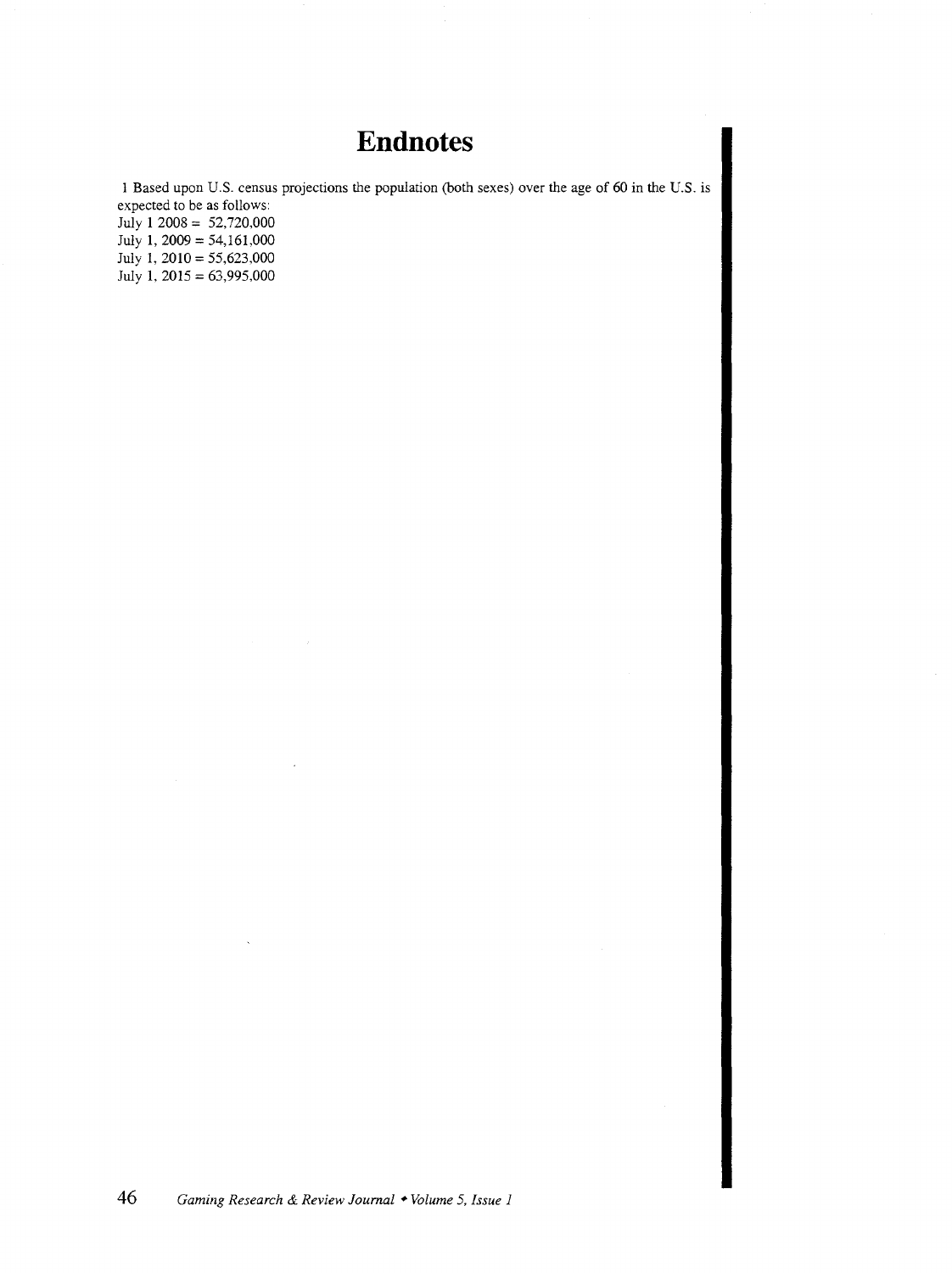# Endnotes

1 Based upon U.S. census projections the population (both sexes) over the age of 60 in the U.S. is expected to be as follows:
July 1 2008 = 52,720,000
July 1, 2009 = 54,161,000
July 1, 2010 = 55,623,000
July 1, 2015 = 63,995,000